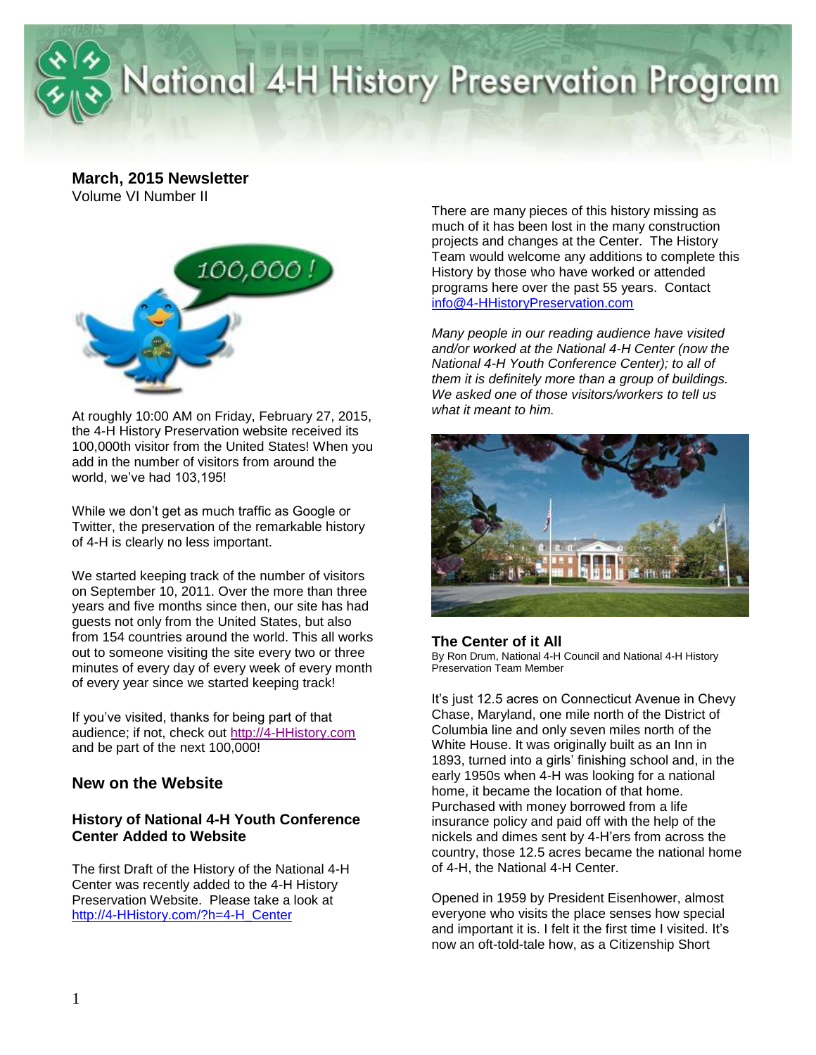# National 4-H History Preservation Program

**March, 2015 Newsletter**
Volume VI Number II

At roughly 10:00 AM on Friday, February 27, 2015, the 4-H History Preservation website received its 100,000th visitor from the United States! When you add in the number of visitors from around the world, we've had 103,195!

While we don't get as much traffic as Google or Twitter, the preservation of the remarkable history of 4-H is clearly no less important.

We started keeping track of the number of visitors on September 10, 2011. Over the more than three years and five months since then, our site has had guests not only from the United States, but also from 154 countries around the world. This all works out to someone visiting the site every two or three minutes of every day of every week of every month of every year since we started keeping track!

If you've visited, thanks for being part of that audience; if not, check out http://4-HHistory.com and be part of the next 100,000!

## New on the Website

### History of National 4-H Youth Conference Center Added to Website

The first Draft of the History of the National 4-H Center was recently added to the 4-H History Preservation Website. Please take a look at http://4-HHistory.com/?h=4-H_Center

There are many pieces of this history missing as much of it has been lost in the many construction projects and changes at the Center. The History Team would welcome any additions to complete this History by those who have worked or attended programs here over the past 55 years. Contact info@4-HHistoryPreservation.com

*Many people in our reading audience have visited and/or worked at the National 4-H Center (now the National 4-H Youth Conference Center); to all of them it is definitely more than a group of buildings. We asked one of those visitors/workers to tell us what it meant to him.*

### The Center of it All

By Ron Drum, National 4-H Council and National 4-H History Preservation Team Member

It's just 12.5 acres on Connecticut Avenue in Chevy Chase, Maryland, one mile north of the District of Columbia line and only seven miles north of the White House. It was originally built as an Inn in 1893, turned into a girls' finishing school and, in the early 1950s when 4-H was looking for a national home, it became the location of that home. Purchased with money borrowed from a life insurance policy and paid off with the help of the nickels and dimes sent by 4-H'ers from across the country, those 12.5 acres became the national home of 4-H, the National 4-H Center.

Opened in 1959 by President Eisenhower, almost everyone who visits the place senses how special and important it is. I felt it the first time I visited. It's now an oft-told-tale how, as a Citizenship Short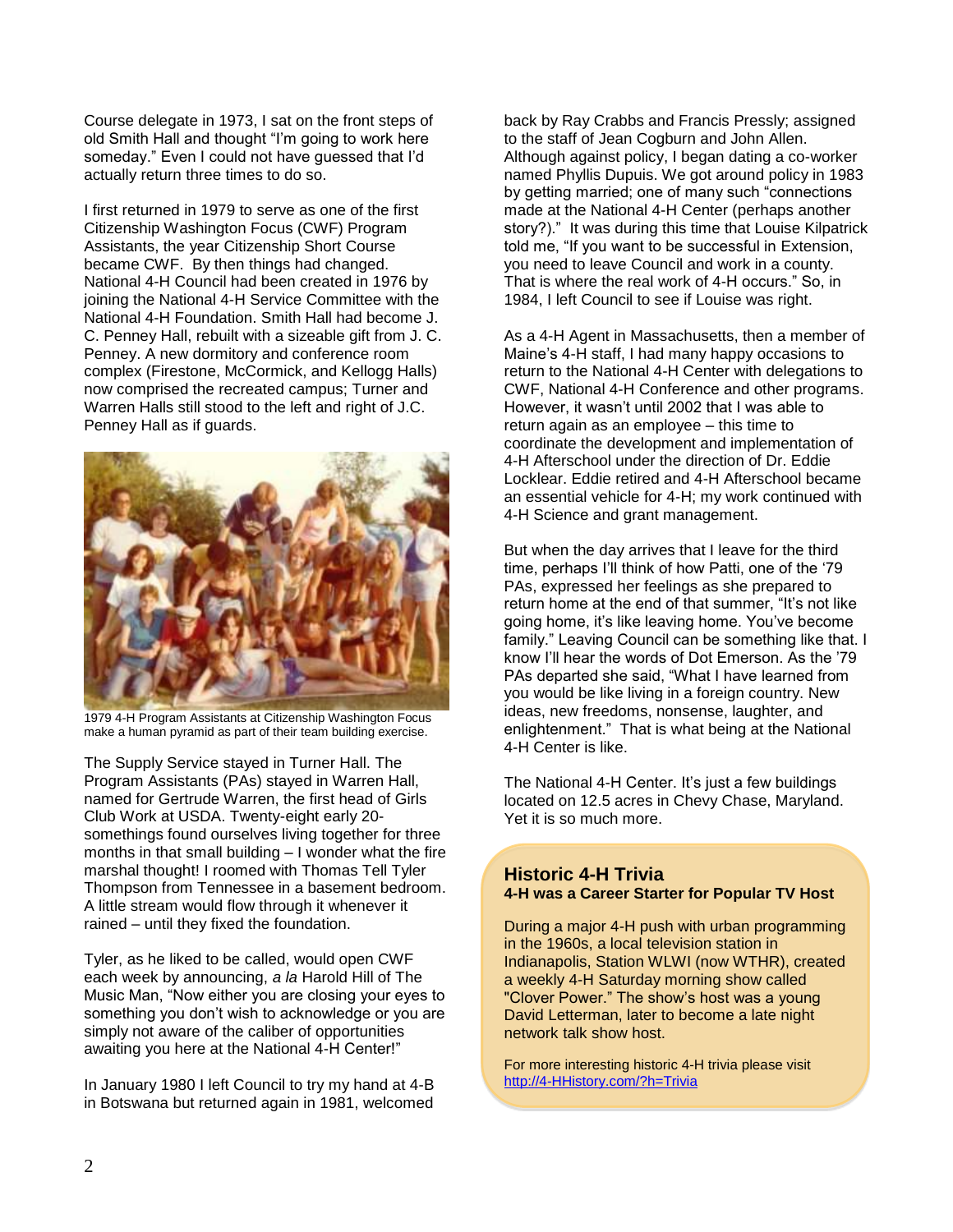Course delegate in 1973, I sat on the front steps of old Smith Hall and thought "I'm going to work here someday." Even I could not have guessed that I'd actually return three times to do so.

I first returned in 1979 to serve as one of the first Citizenship Washington Focus (CWF) Program Assistants, the year Citizenship Short Course became CWF. By then things had changed. National 4-H Council had been created in 1976 by joining the National 4-H Service Committee with the National 4-H Foundation. Smith Hall had become J. C. Penney Hall, rebuilt with a sizeable gift from J. C. Penney. A new dormitory and conference room complex (Firestone, McCormick, and Kellogg Halls) now comprised the recreated campus; Turner and Warren Halls still stood to the left and right of J.C. Penney Hall as if guards.

1979 4-H Program Assistants at Citizenship Washington Focus make a human pyramid as part of their team building exercise.

The Supply Service stayed in Turner Hall. The Program Assistants (PAs) stayed in Warren Hall, named for Gertrude Warren, the first head of Girls Club Work at USDA. Twenty-eight early 20-somethings found ourselves living together for three months in that small building – I wonder what the fire marshal thought! I roomed with Thomas Tell Tyler Thompson from Tennessee in a basement bedroom. A little stream would flow through it whenever it rained – until they fixed the foundation.

Tyler, as he liked to be called, would open CWF each week by announcing, *a la* Harold Hill of The Music Man, "Now either you are closing your eyes to something you don't wish to acknowledge or you are simply not aware of the caliber of opportunities awaiting you here at the National 4-H Center!"

In January 1980 I left Council to try my hand at 4-B in Botswana but returned again in 1981, welcomed back by Ray Crabbs and Francis Pressly; assigned to the staff of Jean Cogburn and John Allen. Although against policy, I began dating a co-worker named Phyllis Dupuis. We got around policy in 1983 by getting married; one of many such "connections made at the National 4-H Center (perhaps another story?)." It was during this time that Louise Kilpatrick told me, "If you want to be successful in Extension, you need to leave Council and work in a county. That is where the real work of 4-H occurs." So, in 1984, I left Council to see if Louise was right.

As a 4-H Agent in Massachusetts, then a member of Maine's 4-H staff, I had many happy occasions to return to the National 4-H Center with delegations to CWF, National 4-H Conference and other programs. However, it wasn't until 2002 that I was able to return again as an employee – this time to coordinate the development and implementation of 4-H Afterschool under the direction of Dr. Eddie Locklear. Eddie retired and 4-H Afterschool became an essential vehicle for 4-H; my work continued with 4-H Science and grant management.

But when the day arrives that I leave for the third time, perhaps I'll think of how Patti, one of the '79 PAs, expressed her feelings as she prepared to return home at the end of that summer, "It's not like going home, it's like leaving home. You've become family." Leaving Council can be something like that. I know I'll hear the words of Dot Emerson. As the '79 PAs departed she said, "What I have learned from you would be like living in a foreign country. New ideas, new freedoms, nonsense, laughter, and enlightenment." That is what being at the National 4-H Center is like.

The National 4-H Center. It's just a few buildings located on 12.5 acres in Chevy Chase, Maryland. Yet it is so much more.

## Historic 4-H Trivia

**4-H was a Career Starter for Popular TV Host**

During a major 4-H push with urban programming in the 1960s, a local television station in Indianapolis, Station WLWI (now WTHR), created a weekly 4-H Saturday morning show called "Clover Power." The show's host was a young David Letterman, later to become a late night network talk show host.

For more interesting historic 4-H trivia please visit http://4-HHistory.com/?h=Trivia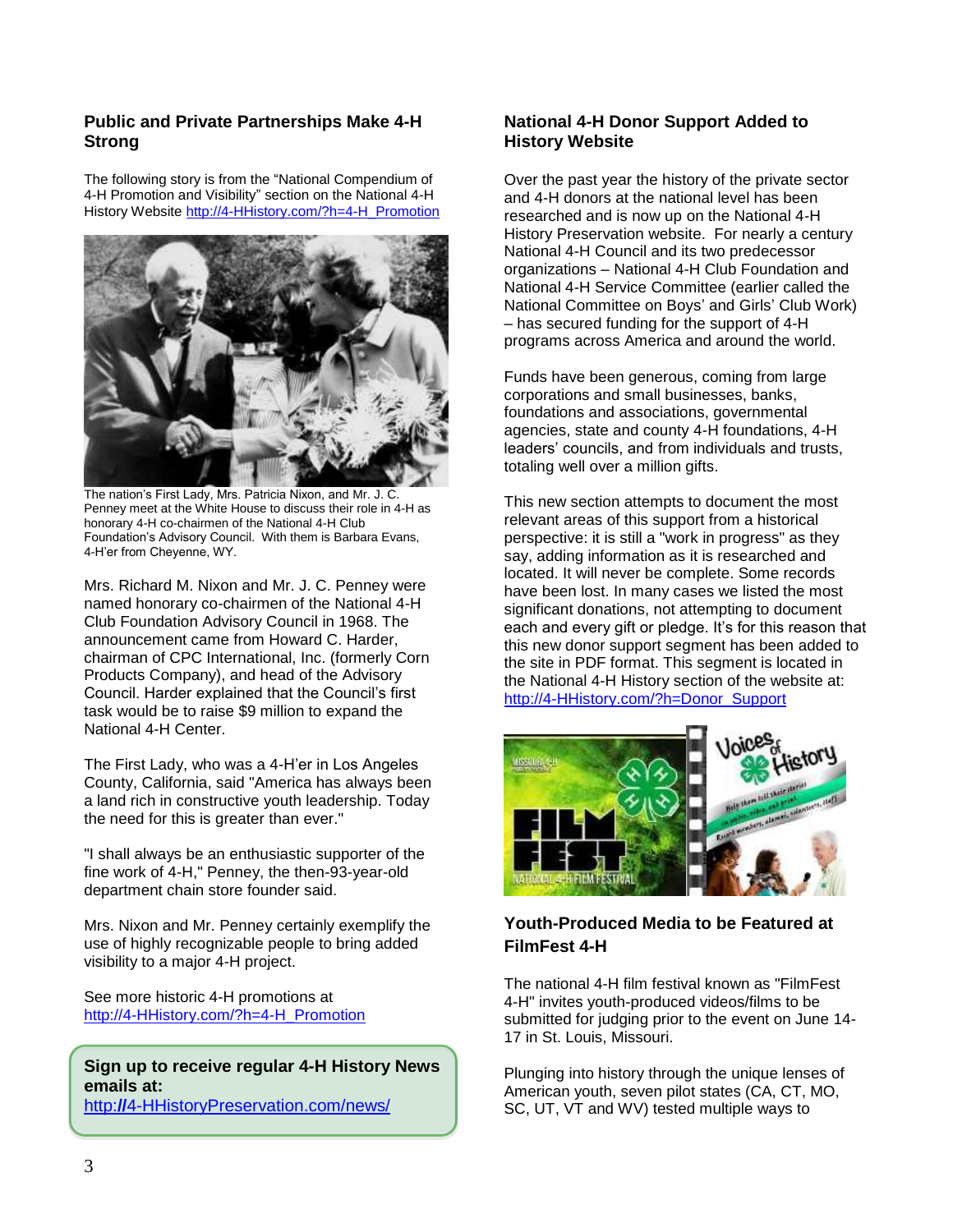## Public and Private Partnerships Make 4-H Strong

The following story is from the "National Compendium of 4-H Promotion and Visibility" section on the National 4-H History Website http://4-HHistory.com/?h=4-H_Promotion

The nation's First Lady, Mrs. Patricia Nixon, and Mr. J. C. Penney meet at the White House to discuss their role in 4-H as honorary 4-H co-chairmen of the National 4-H Club Foundation's Advisory Council. With them is Barbara Evans, 4-H'er from Cheyenne, WY.

Mrs. Richard M. Nixon and Mr. J. C. Penney were named honorary co-chairmen of the National 4-H Club Foundation Advisory Council in 1968. The announcement came from Howard C. Harder, chairman of CPC International, Inc. (formerly Corn Products Company), and head of the Advisory Council. Harder explained that the Council's first task would be to raise $9 million to expand the National 4-H Center.

The First Lady, who was a 4-H'er in Los Angeles County, California, said "America has always been a land rich in constructive youth leadership. Today the need for this is greater than ever."

"I shall always be an enthusiastic supporter of the fine work of 4-H," Penney, the then-93-year-old department chain store founder said.

Mrs. Nixon and Mr. Penney certainly exemplify the use of highly recognizable people to bring added visibility to a major 4-H project.

See more historic 4-H promotions at http://4-HHistory.com/?h=4-H_Promotion

**Sign up to receive regular 4-H History News emails at:**
**http://4-HHistoryPreservation.com/news/**

## National 4-H Donor Support Added to History Website

Over the past year the history of the private sector and 4-H donors at the national level has been researched and is now up on the National 4-H History Preservation website. For nearly a century National 4-H Council and its two predecessor organizations – National 4-H Club Foundation and National 4-H Service Committee (earlier called the National Committee on Boys' and Girls' Club Work) – has secured funding for the support of 4-H programs across America and around the world.

Funds have been generous, coming from large corporations and small businesses, banks, foundations and associations, governmental agencies, state and county 4-H foundations, 4-H leaders' councils, and from individuals and trusts, totaling well over a million gifts.

This new section attempts to document the most relevant areas of this support from a historical perspective: it is still a "work in progress" as they say, adding information as it is researched and located. It will never be complete. Some records have been lost. In many cases we listed the most significant donations, not attempting to document each and every gift or pledge. It's for this reason that this new donor support segment has been added to the site in PDF format. This segment is located in the National 4-H History section of the website at: http://4-HHistory.com/?h=Donor_Support

## Youth-Produced Media to be Featured at FilmFest 4-H

The national 4-H film festival known as "FilmFest 4-H" invites youth-produced videos/films to be submitted for judging prior to the event on June 14-17 in St. Louis, Missouri.

Plunging into history through the unique lenses of American youth, seven pilot states (CA, CT, MO, SC, UT, VT and WV) tested multiple ways to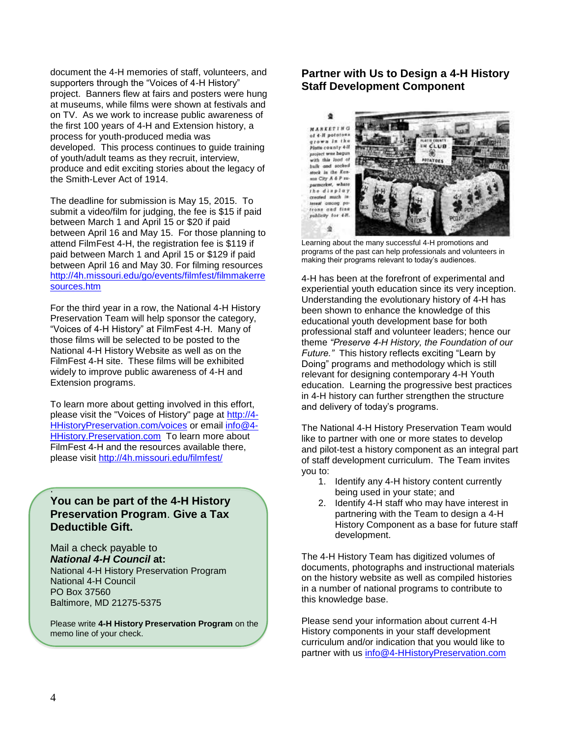document the 4-H memories of staff, volunteers, and supporters through the "Voices of 4-H History" project. Banners flew at fairs and posters were hung at museums, while films were shown at festivals and on TV. As we work to increase public awareness of the first 100 years of 4-H and Extension history, a process for youth-produced media was developed. This process continues to guide training of youth/adult teams as they recruit, interview, produce and edit exciting stories about the legacy of the Smith-Lever Act of 1914.

The deadline for submission is May 15, 2015. To submit a video/film for judging, the fee is $15 if paid between March 1 and April 15 or $20 if paid between April 16 and May 15. For those planning to attend FilmFest 4-H, the registration fee is $119 if paid between March 1 and April 15 or $129 if paid between April 16 and May 30. For filming resources http://4h.missouri.edu/go/events/filmfest/filmmakerresources.htm

For the third year in a row, the National 4-H History Preservation Team will help sponsor the category, "Voices of 4-H History" at FilmFest 4-H. Many of those films will be selected to be posted to the National 4-H History Website as well as on the FilmFest 4-H site. These films will be exhibited widely to improve public awareness of 4-H and Extension programs.

To learn more about getting involved in this effort, please visit the "Voices of History" page at http://4-HHistoryPreservation.com/voices or email info@4-HHistory.Preservation.com To learn more about FilmFest 4-H and the resources available there, please visit http://4h.missouri.edu/filmfest/

**You can be part of the 4-H History Preservation Program. Give a Tax Deductible Gift.**

Mail a check payable to
***National 4-H Council* at:**
National 4-H History Preservation Program
National 4-H Council
PO Box 37560
Baltimore, MD 21275-5375

Please write **4-H History Preservation Program** on the memo line of your check.

## Partner with Us to Design a 4-H History Staff Development Component

MARKETING of 4-H potatoes grown in the Platte county 4-H project was begun with this load of bulk and sacked stock in the Kansas City A & P supermarket, where the display created much interest among patrons and fine publicity for 4-H.

Learning about the many successful 4-H promotions and programs of the past can help professionals and volunteers in making their programs relevant to today's audiences.

4-H has been at the forefront of experimental and experiential youth education since its very inception. Understanding the evolutionary history of 4-H has been shown to enhance the knowledge of this educational youth development base for both professional staff and volunteer leaders; hence our theme *"Preserve 4-H History, the Foundation of our Future."* This history reflects exciting "Learn by Doing" programs and methodology which is still relevant for designing contemporary 4-H Youth education. Learning the progressive best practices in 4-H history can further strengthen the structure and delivery of today's programs.

The National 4-H History Preservation Team would like to partner with one or more states to develop and pilot-test a history component as an integral part of staff development curriculum. The Team invites you to:

1. Identify any 4-H history content currently being used in your state; and
2. Identify 4-H staff who may have interest in partnering with the Team to design a 4-H History Component as a base for future staff development.

The 4-H History Team has digitized volumes of documents, photographs and instructional materials on the history website as well as compiled histories in a number of national programs to contribute to this knowledge base.

Please send your information about current 4-H History components in your staff development curriculum and/or indication that you would like to partner with us info@4-HHistoryPreservation.com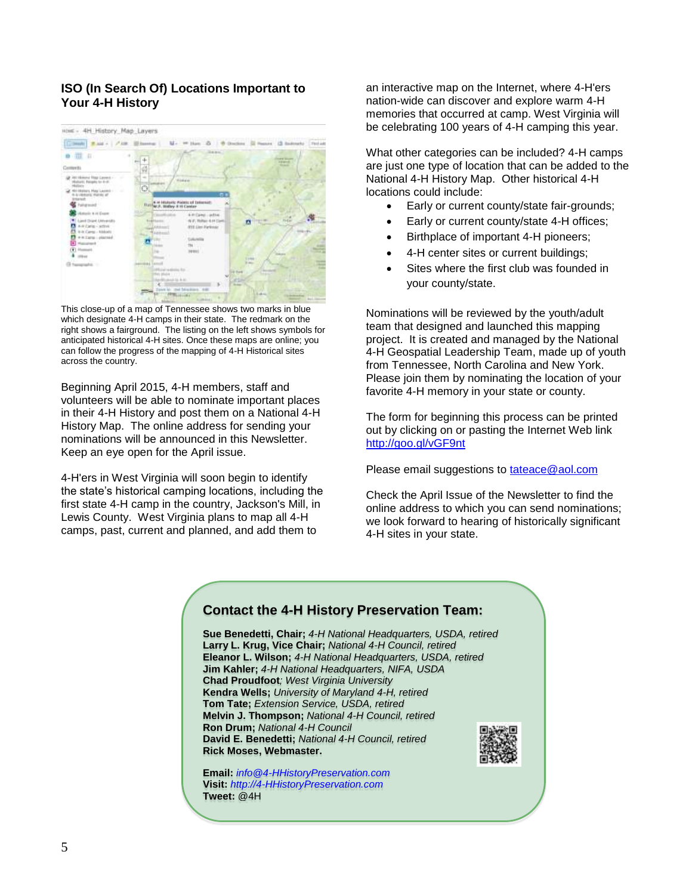## ISO (In Search Of) Locations Important to Your 4-H History

This close-up of a map of Tennessee shows two marks in blue which designate 4-H camps in their state. The redmark on the right shows a fairground. The listing on the left shows symbols for anticipated historical 4-H sites. Once these maps are online; you can follow the progress of the mapping of 4-H Historical sites across the country.

Beginning April 2015, 4-H members, staff and volunteers will be able to nominate important places in their 4-H History and post them on a National 4-H History Map. The online address for sending your nominations will be announced in this Newsletter. Keep an eye open for the April issue.

4-H'ers in West Virginia will soon begin to identify the state's historical camping locations, including the first state 4-H camp in the country, Jackson's Mill, in Lewis County. West Virginia plans to map all 4-H camps, past, current and planned, and add them to an interactive map on the Internet, where 4-H'ers nation-wide can discover and explore warm 4-H memories that occurred at camp. West Virginia will be celebrating 100 years of 4-H camping this year.

What other categories can be included? 4-H camps are just one type of location that can be added to the National 4-H History Map. Other historical 4-H locations could include:

- Early or current county/state fair-grounds;
- Early or current county/state 4-H offices;
- Birthplace of important 4-H pioneers;
- 4-H center sites or current buildings;
- Sites where the first club was founded in your county/state.

Nominations will be reviewed by the youth/adult team that designed and launched this mapping project. It is created and managed by the National 4-H Geospatial Leadership Team, made up of youth from Tennessee, North Carolina and New York. Please join them by nominating the location of your favorite 4-H memory in your state or county.

The form for beginning this process can be printed out by clicking on or pasting the Internet Web link http://goo.gl/vGF9nt

Please email suggestions to tateace@aol.com

Check the April Issue of the Newsletter to find the online address to which you can send nominations; we look forward to hearing of historically significant 4-H sites in your state.

### Contact the 4-H History Preservation Team:

**Sue Benedetti, Chair;** *4-H National Headquarters, USDA, retired*
**Larry L. Krug, Vice Chair;** *National 4-H Council, retired*
**Eleanor L. Wilson;** *4-H National Headquarters, USDA, retired*
**Jim Kahler;** *4-H National Headquarters, NIFA, USDA*
**Chad Proudfoot**; *West Virginia University*
**Kendra Wells;** *University of Maryland 4-H, retired*
**Tom Tate;** *Extension Service, USDA, retired*
**Melvin J. Thompson;** *National 4-H Council, retired*
**Ron Drum;** *National 4-H Council*
**David E. Benedetti;** *National 4-H Council, retired*
**Rick Moses, Webmaster.**

**Email:** *info@4-HHistoryPreservation.com*
**Visit:** *http://4-HHistoryPreservation.com*
**Tweet:** @4H